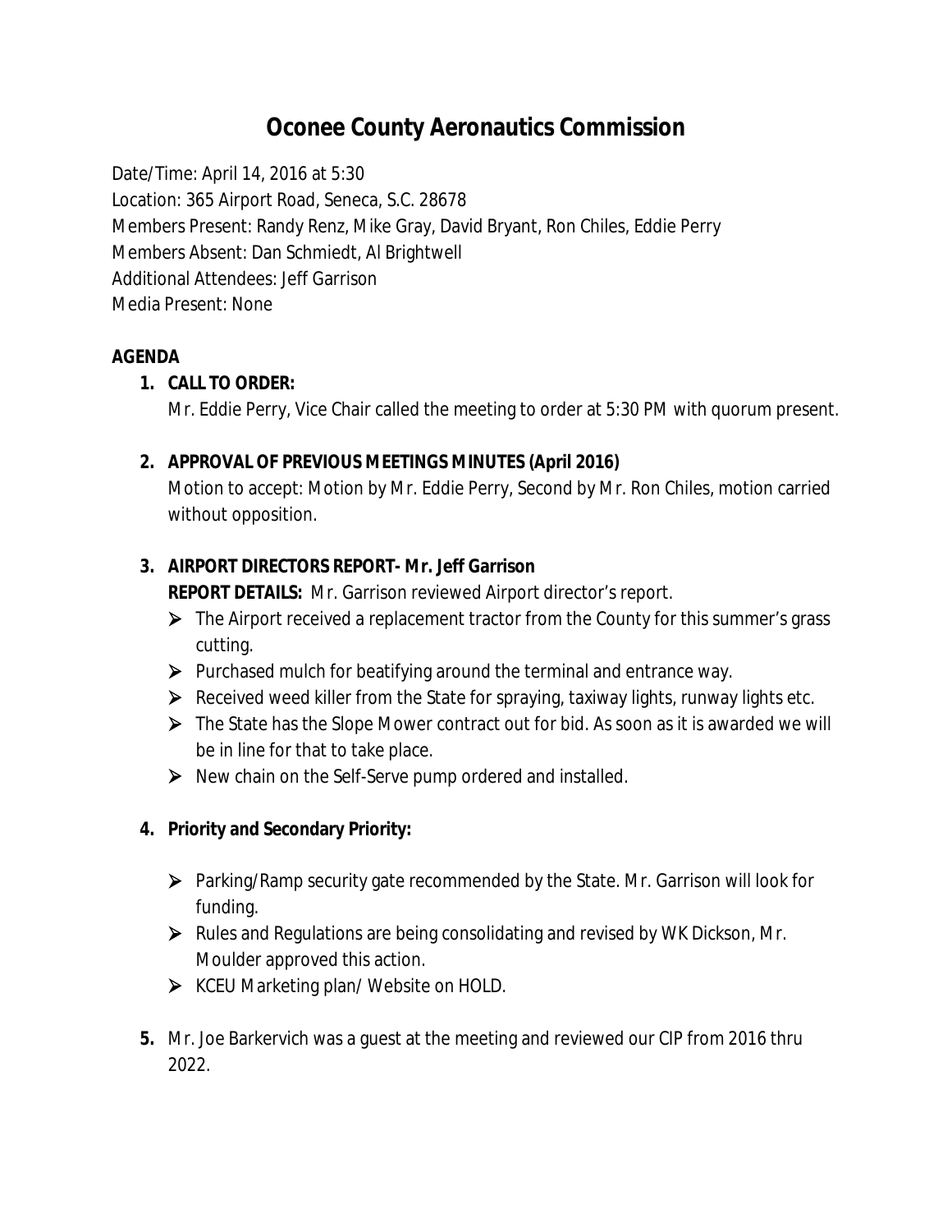# Oconee County Aeronautics Commission

Date/Time: April 14, 2016 at 5:30
Location: 365 Airport Road, Seneca, S.C. 28678
Members Present: Randy Renz, Mike Gray, David Bryant, Ron Chiles, Eddie Perry
Members Absent: Dan Schmiedt, Al Brightwell
Additional Attendees: Jeff Garrison
Media Present: None

**AGENDA**

1. **CALL TO ORDER:**
   Mr. Eddie Perry, Vice Chair called the meeting to order at 5:30 PM with quorum present.

2. **APPROVAL OF PREVIOUS MEETINGS MINUTES (April 2016)**
   Motion to accept: Motion by Mr. Eddie Perry, Second by Mr. Ron Chiles, motion carried without opposition.

3. **AIRPORT DIRECTORS REPORT- Mr. Jeff Garrison**
   **REPORT DETAILS:** Mr. Garrison reviewed Airport director's report.
   - The Airport received a replacement tractor from the County for this summer's grass cutting.
   - Purchased mulch for beatifying around the terminal and entrance way.
   - Received weed killer from the State for spraying, taxiway lights, runway lights etc.
   - The State has the Slope Mower contract out for bid. As soon as it is awarded we will be in line for that to take place.
   - New chain on the Self-Serve pump ordered and installed.

4. **Priority and Secondary Priority:**
   - Parking/Ramp security gate recommended by the State. Mr. Garrison will look for funding.
   - Rules and Regulations are being consolidating and revised by WK Dickson, Mr. Moulder approved this action.
   - KCEU Marketing plan/ Website on HOLD.

5. Mr. Joe Barkervich was a guest at the meeting and reviewed our CIP from 2016 thru 2022.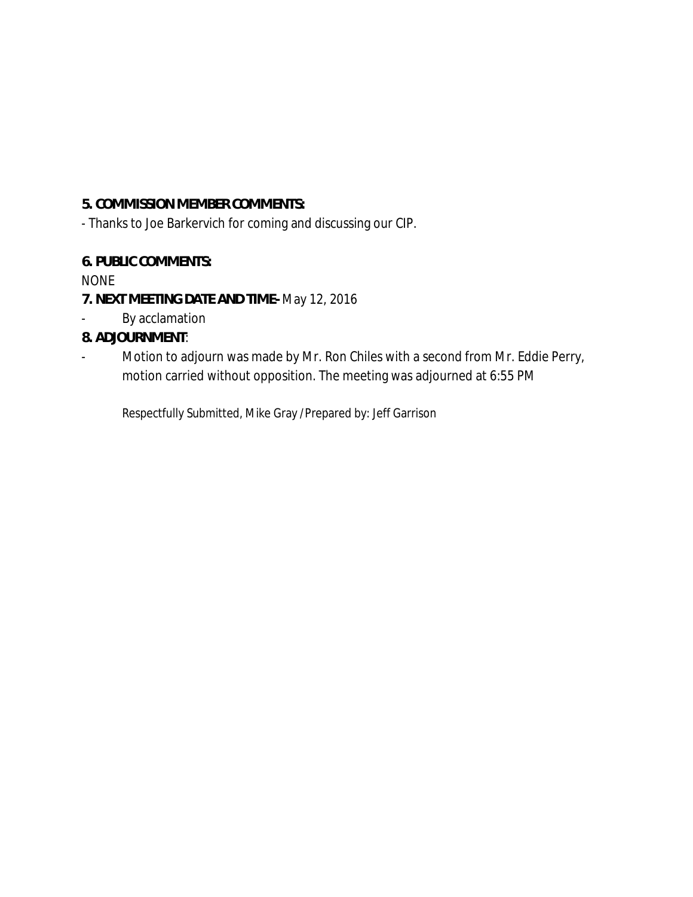**5. COMMISSION MEMBER COMMENTS:**

- Thanks to Joe Barkervich for coming and discussing our CIP.

**6. PUBLIC COMMENTS:**

NONE

**7. NEXT MEETING DATE AND TIME-** May 12, 2016

- By acclamation

**8. ADJOURNMENT**:

- Motion to adjourn was made by Mr. Ron Chiles with a second from Mr. Eddie Perry, motion carried without opposition. The meeting was adjourned at 6:55 PM

Respectfully Submitted, Mike Gray / Prepared by: Jeff Garrison